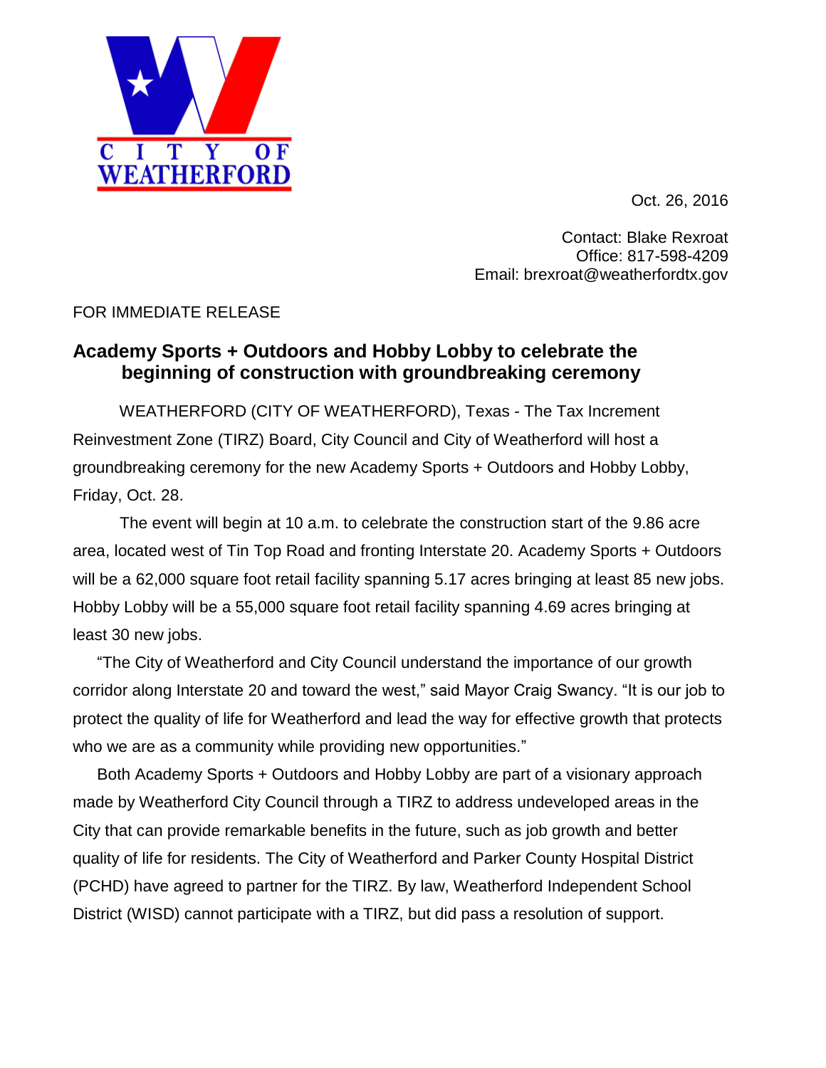CITY OF WEATHERFORD

Oct. 26, 2016

Contact: Blake Rexroat
Office: 817-598-4209
Email: brexroat@weatherfordtx.gov

FOR IMMEDIATE RELEASE

## Academy Sports + Outdoors and Hobby Lobby to celebrate the beginning of construction with groundbreaking ceremony

WEATHERFORD (CITY OF WEATHERFORD), Texas - The Tax Increment Reinvestment Zone (TIRZ) Board, City Council and City of Weatherford will host a groundbreaking ceremony for the new Academy Sports + Outdoors and Hobby Lobby, Friday, Oct. 28.

The event will begin at 10 a.m. to celebrate the construction start of the 9.86 acre area, located west of Tin Top Road and fronting Interstate 20. Academy Sports + Outdoors will be a 62,000 square foot retail facility spanning 5.17 acres bringing at least 85 new jobs. Hobby Lobby will be a 55,000 square foot retail facility spanning 4.69 acres bringing at least 30 new jobs.

"The City of Weatherford and City Council understand the importance of our growth corridor along Interstate 20 and toward the west," said Mayor Craig Swancy. "It is our job to protect the quality of life for Weatherford and lead the way for effective growth that protects who we are as a community while providing new opportunities."

Both Academy Sports + Outdoors and Hobby Lobby are part of a visionary approach made by Weatherford City Council through a TIRZ to address undeveloped areas in the City that can provide remarkable benefits in the future, such as job growth and better quality of life for residents. The City of Weatherford and Parker County Hospital District (PCHD) have agreed to partner for the TIRZ. By law, Weatherford Independent School District (WISD) cannot participate with a TIRZ, but did pass a resolution of support.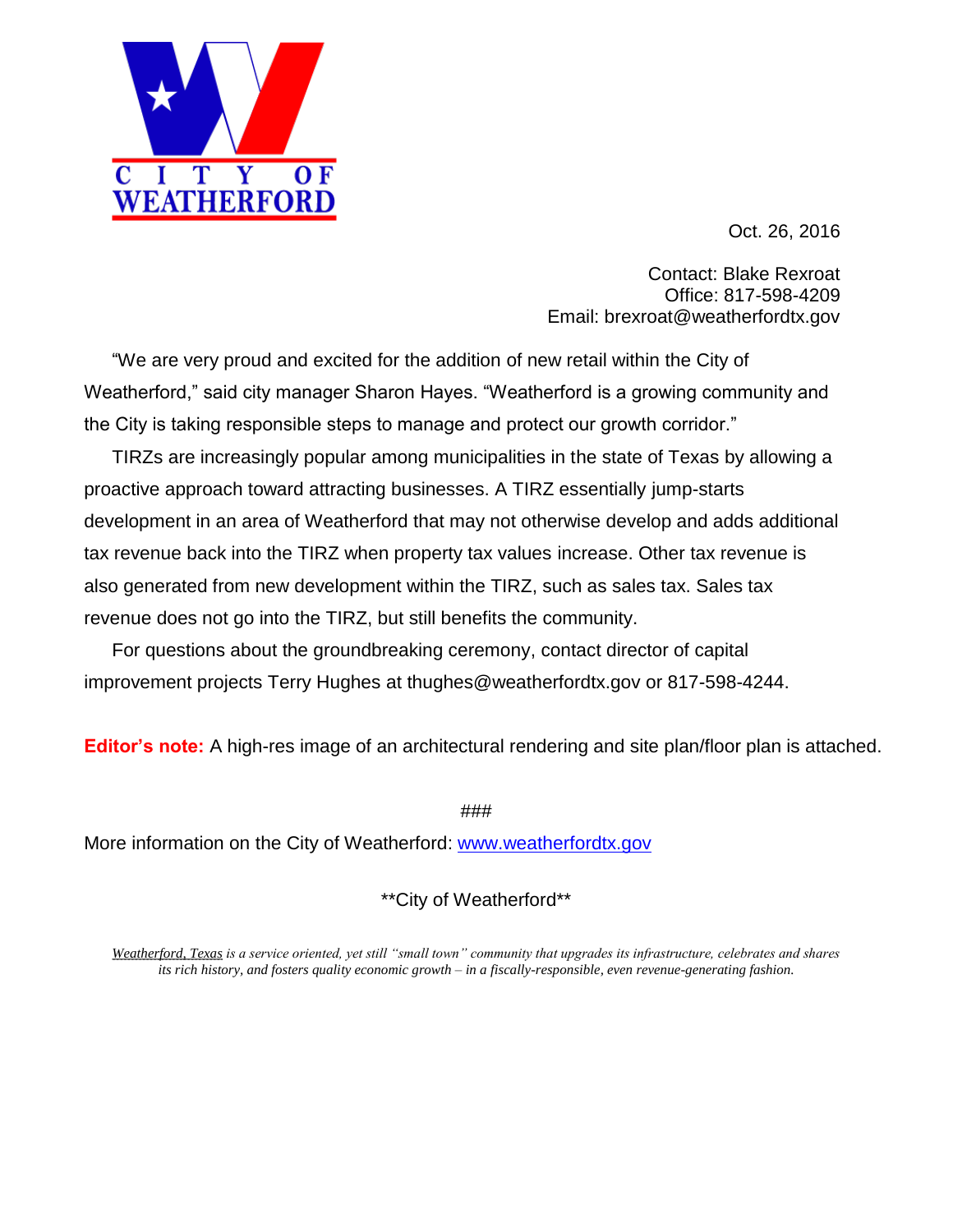Oct. 26, 2016

Contact: Blake Rexroat
Office: 817-598-4209
Email: brexroat@weatherfordtx.gov

"We are very proud and excited for the addition of new retail within the City of Weatherford," said city manager Sharon Hayes. "Weatherford is a growing community and the City is taking responsible steps to manage and protect our growth corridor."

TIRZs are increasingly popular among municipalities in the state of Texas by allowing a proactive approach toward attracting businesses. A TIRZ essentially jump-starts development in an area of Weatherford that may not otherwise develop and adds additional tax revenue back into the TIRZ when property tax values increase. Other tax revenue is also generated from new development within the TIRZ, such as sales tax. Sales tax revenue does not go into the TIRZ, but still benefits the community.

For questions about the groundbreaking ceremony, contact director of capital improvement projects Terry Hughes at thughes@weatherfordtx.gov or 817-598-4244.

**Editor's note:** A high-res image of an architectural rendering and site plan/floor plan is attached.

###

More information on the City of Weatherford: [www.weatherfordtx.gov](http://www.weatherfordtx.gov)

**City of Weatherford**

*Weatherford, Texas is a service oriented, yet still "small town" community that upgrades its infrastructure, celebrates and shares its rich history, and fosters quality economic growth – in a fiscally-responsible, even revenue-generating fashion.*